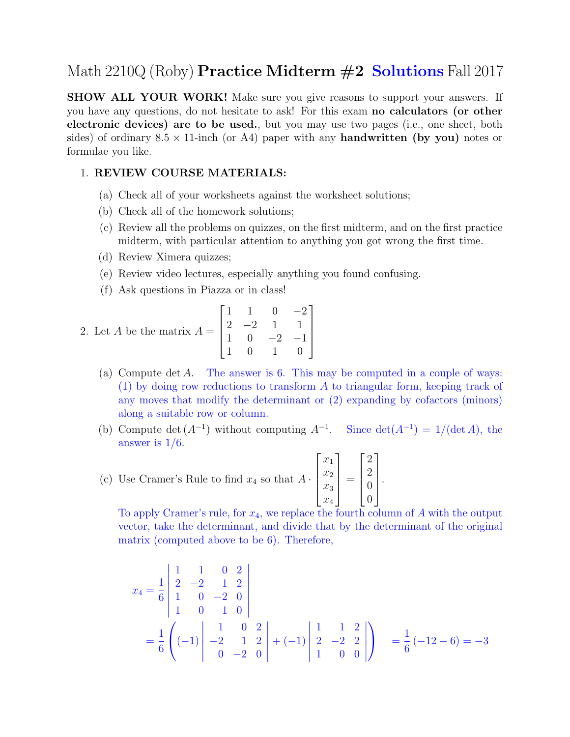# Math 2210Q (Roby) **Practice Midterm #2 Solutions** Fall 2017

**SHOW ALL YOUR WORK!** Make sure you give reasons to support your answers. If you have any questions, do not hesitate to ask! For this exam **no calculators (or other electronic devices) are to be used.**, but you may use two pages (i.e., one sheet, both sides) of ordinary $8.5 \times 11$-inch (or A4) paper with any **handwritten (by you)** notes or formulae you like.

1. **REVIEW COURSE MATERIALS:**
   - (a) Check all of your worksheets against the worksheet solutions;
   - (b) Check all of the homework solutions;
   - (c) Review all the problems on quizzes, on the first midterm, and on the first practice midterm, with particular attention to anything you got wrong the first time.
   - (d) Review Ximera quizzes;
   - (e) Review video lectures, especially anything you found confusing.
   - (f) Ask questions in Piazza or in class!

2. Let $A$ be the matrix $A = \begin{bmatrix} 1 & 1 & 0 & -2 \\ 2 & -2 & 1 & 1 \\ 1 & 0 & -2 & -1 \\ 1 & 0 & 1 & 0 \end{bmatrix}$

   - (a) Compute $\det A$. The answer is 6. This may be computed in a couple of ways: (1) by doing row reductions to transform $A$ to triangular form, keeping track of any moves that modify the determinant or (2) expanding by cofactors (minors) along a suitable row or column.
   - (b) Compute $\det(A^{-1})$ without computing $A^{-1}$. Since $\det(A^{-1}) = 1/(\det A)$, the answer is $1/6$.
   - (c) Use Cramer's Rule to find $x_4$ so that $A \cdot \begin{bmatrix} x_1 \\ x_2 \\ x_3 \\ x_4 \end{bmatrix} = \begin{bmatrix} 2 \\ 2 \\ 0 \\ 0 \end{bmatrix}$.

     To apply Cramer's rule, for $x_4$, we replace the fourth column of $A$ with the output vector, take the determinant, and divide that by the determinant of the original matrix (computed above to be 6). Therefore,

$$x_4 = \frac{1}{6} \begin{vmatrix} 1 & 1 & 0 & 2 \\ 2 & -2 & 1 & 2 \\ 1 & 0 & -2 & 0 \\ 1 & 0 & 1 & 0 \end{vmatrix}$$

$$= \frac{1}{6} \left( (-1) \begin{vmatrix} 1 & 0 & 2 \\ -2 & 1 & 2 \\ 0 & -2 & 0 \end{vmatrix} + (-1) \begin{vmatrix} 1 & 1 & 2 \\ 2 & -2 & 2 \\ 1 & 0 & 0 \end{vmatrix} \right) \quad = \frac{1}{6}(-12 - 6) = -3$$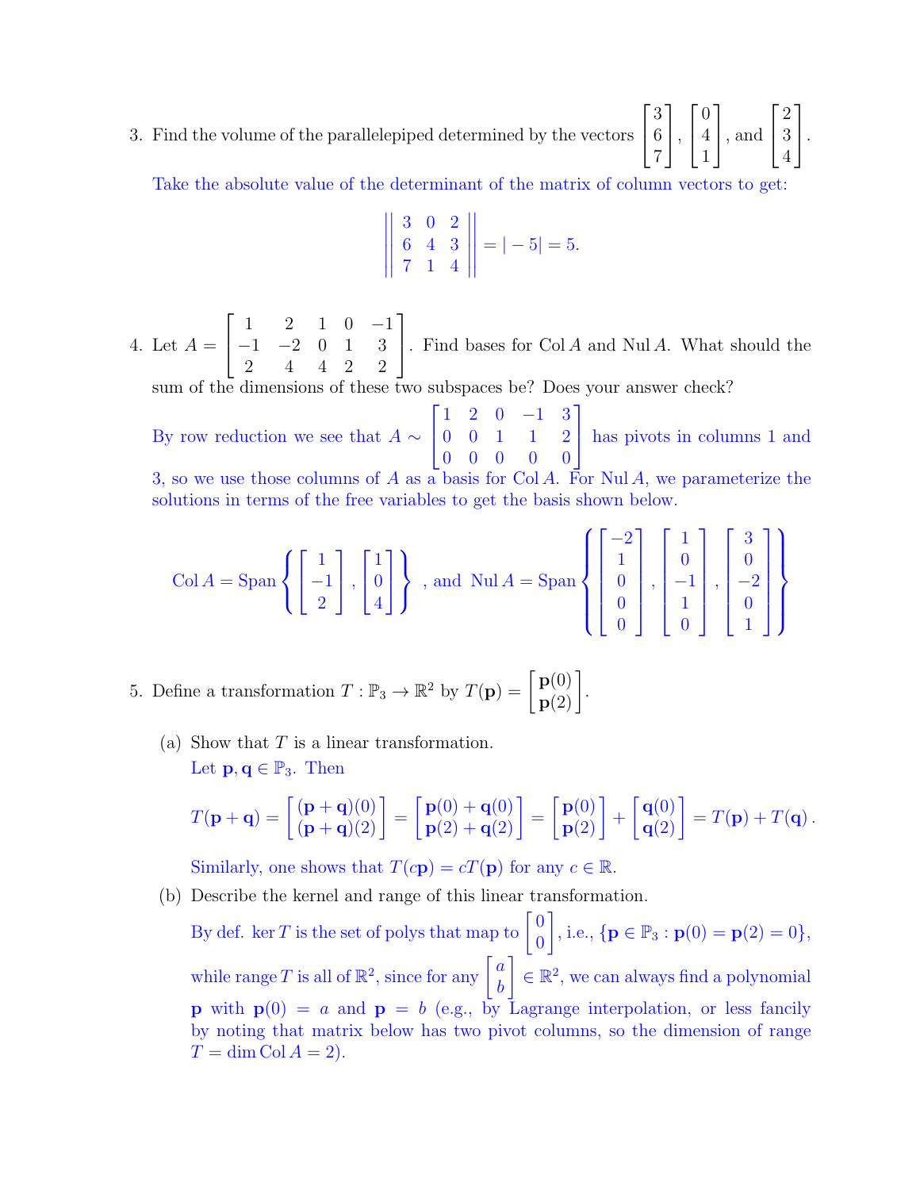3. Find the volume of the parallelepiped determined by the vectors $\begin{bmatrix} 3 \\ 6 \\ 7 \end{bmatrix}$, $\begin{bmatrix} 0 \\ 4 \\ 1 \end{bmatrix}$, and $\begin{bmatrix} 2 \\ 3 \\ 4 \end{bmatrix}$.

   Take the absolute value of the determinant of the matrix of column vectors to get:

$$\left| \begin{vmatrix} 3 & 0 & 2 \\ 6 & 4 & 3 \\ 7 & 1 & 4 \end{vmatrix} \right| = |-5| = 5.$$

4. Let $A = \begin{bmatrix} 1 & 2 & 1 & 0 & -1 \\ -1 & -2 & 0 & 1 & 3 \\ 2 & 4 & 4 & 2 & 2 \end{bmatrix}$. Find bases for $\operatorname{Col} A$ and $\operatorname{Nul} A$. What should the sum of the dimensions of these two subspaces be? Does your answer check?

   By row reduction we see that $A \sim \begin{bmatrix} 1 & 2 & 0 & -1 & 3 \\ 0 & 0 & 1 & 1 & 2 \\ 0 & 0 & 0 & 0 & 0 \end{bmatrix}$ has pivots in columns 1 and 3, so we use those columns of $A$ as a basis for $\operatorname{Col} A$. For $\operatorname{Nul} A$, we parameterize the solutions in terms of the free variables to get the basis shown below.

$$\operatorname{Col} A = \operatorname{Span}\left\{ \begin{bmatrix} 1 \\ -1 \\ 2 \end{bmatrix}, \begin{bmatrix} 1 \\ 0 \\ 4 \end{bmatrix} \right\}, \text{ and } \operatorname{Nul} A = \operatorname{Span}\left\{ \begin{bmatrix} -2 \\ 1 \\ 0 \\ 0 \\ 0 \end{bmatrix}, \begin{bmatrix} 1 \\ 0 \\ -1 \\ 1 \\ 0 \end{bmatrix}, \begin{bmatrix} 3 \\ 0 \\ -2 \\ 0 \\ 1 \end{bmatrix} \right\}$$

5. Define a transformation $T : \mathbb{P}_3 \to \mathbb{R}^2$ by $T(\mathbf{p}) = \begin{bmatrix} \mathbf{p}(0) \\ \mathbf{p}(2) \end{bmatrix}$.

   (a) Show that $T$ is a linear transformation.

   Let $\mathbf{p}, \mathbf{q} \in \mathbb{P}_3$. Then

$$T(\mathbf{p}+\mathbf{q}) = \begin{bmatrix} (\mathbf{p}+\mathbf{q})(0) \\ (\mathbf{p}+\mathbf{q})(2) \end{bmatrix} = \begin{bmatrix} \mathbf{p}(0)+\mathbf{q}(0) \\ \mathbf{p}(2)+\mathbf{q}(2) \end{bmatrix} = \begin{bmatrix} \mathbf{p}(0) \\ \mathbf{p}(2) \end{bmatrix} + \begin{bmatrix} \mathbf{q}(0) \\ \mathbf{q}(2) \end{bmatrix} = T(\mathbf{p}) + T(\mathbf{q}).$$

   Similarly, one shows that $T(c\mathbf{p}) = cT(\mathbf{p})$ for any $c \in \mathbb{R}$.

   (b) Describe the kernel and range of this linear transformation.

   By def. $\ker T$ is the set of polys that map to $\begin{bmatrix} 0 \\ 0 \end{bmatrix}$, i.e., $\{\mathbf{p} \in \mathbb{P}_3 : \mathbf{p}(0) = \mathbf{p}(2) = 0\}$, while range $T$ is all of $\mathbb{R}^2$, since for any $\begin{bmatrix} a \\ b \end{bmatrix} \in \mathbb{R}^2$, we can always find a polynomial $\mathbf{p}$ with $\mathbf{p}(0) = a$ and $\mathbf{p} = b$ (e.g., by Lagrange interpolation, or less fancily by noting that matrix below has two pivot columns, so the dimension of range $T = \dim \operatorname{Col} A = 2$).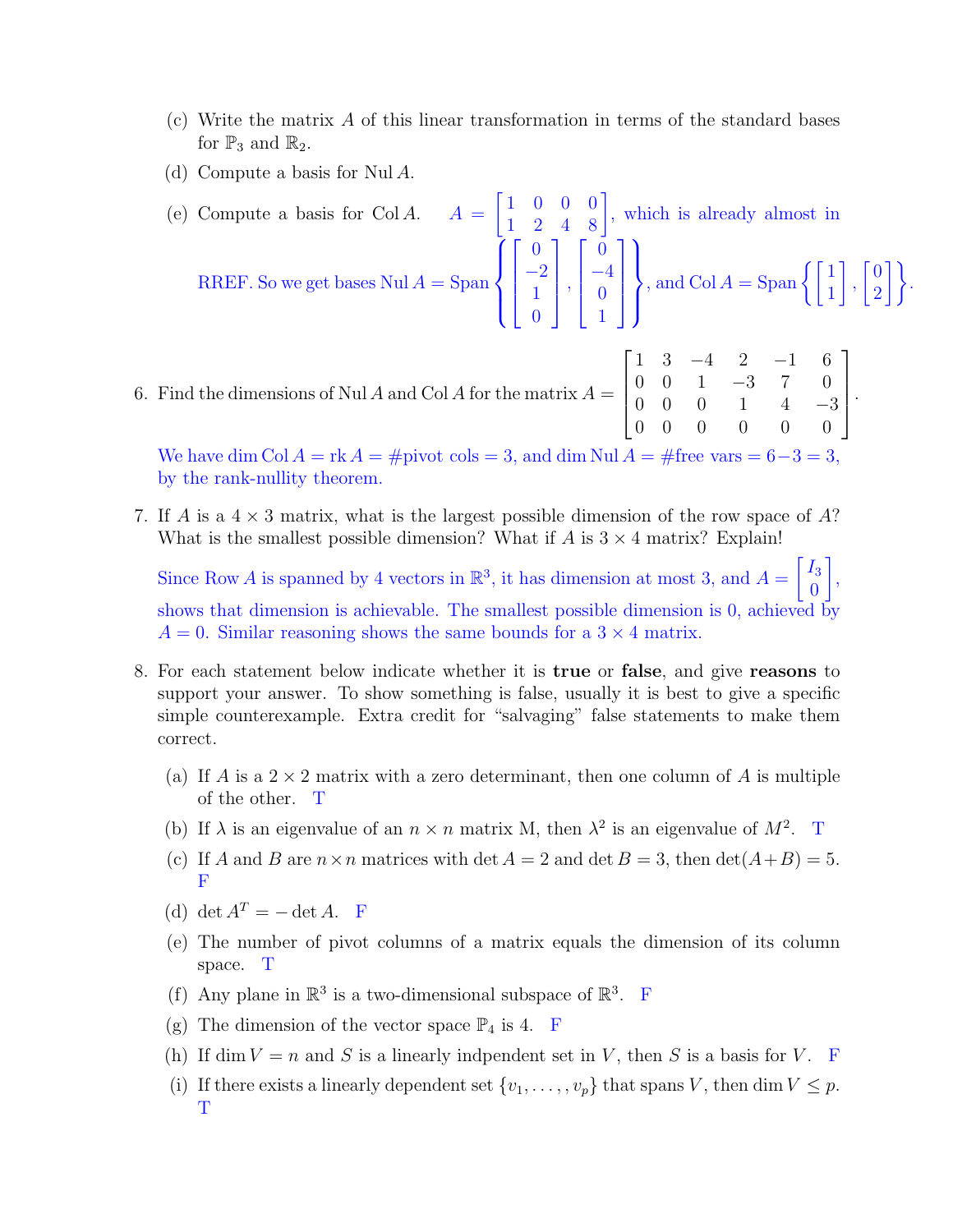(c) Write the matrix $A$ of this linear transformation in terms of the standard bases for $\mathbb{P}_3$ and $\mathbb{R}_2$.

(d) Compute a basis for $\operatorname{Nul} A$.

(e) Compute a basis for $\operatorname{Col} A$. $A = \begin{bmatrix} 1 & 0 & 0 & 0 \\ 1 & 2 & 4 & 8 \end{bmatrix}$, which is already almost in RREF. So we get bases $\operatorname{Nul} A = \operatorname{Span}\left\{ \begin{bmatrix} 0 \\ -2 \\ 1 \\ 0 \end{bmatrix}, \begin{bmatrix} 0 \\ -4 \\ 0 \\ 1 \end{bmatrix} \right\}$, and $\operatorname{Col} A = \operatorname{Span}\left\{ \begin{bmatrix} 1 \\ 1 \end{bmatrix}, \begin{bmatrix} 0 \\ 2 \end{bmatrix} \right\}$.

6. Find the dimensions of $\operatorname{Nul} A$ and $\operatorname{Col} A$ for the matrix $A = \begin{bmatrix} 1 & 3 & -4 & 2 & -1 & 6 \\ 0 & 0 & 1 & -3 & 7 & 0 \\ 0 & 0 & 0 & 1 & 4 & -3 \\ 0 & 0 & 0 & 0 & 0 & 0 \end{bmatrix}$.

   We have $\dim \operatorname{Col} A = \operatorname{rk} A = \#\text{pivot cols} = 3$, and $\dim \operatorname{Nul} A = \#\text{free vars} = 6-3 = 3$, by the rank-nullity theorem.

7. If $A$ is a $4 \times 3$ matrix, what is the largest possible dimension of the row space of $A$? What is the smallest possible dimension? What if $A$ is $3 \times 4$ matrix? Explain!

   Since $\operatorname{Row} A$ is spanned by 4 vectors in $\mathbb{R}^3$, it has dimension at most 3, and $A = \begin{bmatrix} I_3 \\ 0 \end{bmatrix}$, shows that dimension is achievable. The smallest possible dimension is 0, achieved by $A = 0$. Similar reasoning shows the same bounds for a $3 \times 4$ matrix.

8. For each statement below indicate whether it is **true** or **false**, and give **reasons** to support your answer. To show something is false, usually it is best to give a specific simple counterexample. Extra credit for "salvaging" false statements to make them correct.

   (a) If $A$ is a $2 \times 2$ matrix with a zero determinant, then one column of $A$ is multiple of the other. T

   (b) If $\lambda$ is an eigenvalue of an $n \times n$ matrix M, then $\lambda^2$ is an eigenvalue of $M^2$. T

   (c) If $A$ and $B$ are $n \times n$ matrices with $\det A = 2$ and $\det B = 3$, then $\det(A+B) = 5$. F

   (d) $\det A^T = -\det A$. F

   (e) The number of pivot columns of a matrix equals the dimension of its column space. T

   (f) Any plane in $\mathbb{R}^3$ is a two-dimensional subspace of $\mathbb{R}^3$. F

   (g) The dimension of the vector space $\mathbb{P}_4$ is 4. F

   (h) If $\dim V = n$ and $S$ is a linearly indpendent set in $V$, then $S$ is a basis for $V$. F

   (i) If there exists a linearly dependent set $\{v_1, \ldots, v_p\}$ that spans $V$, then $\dim V \leq p$. T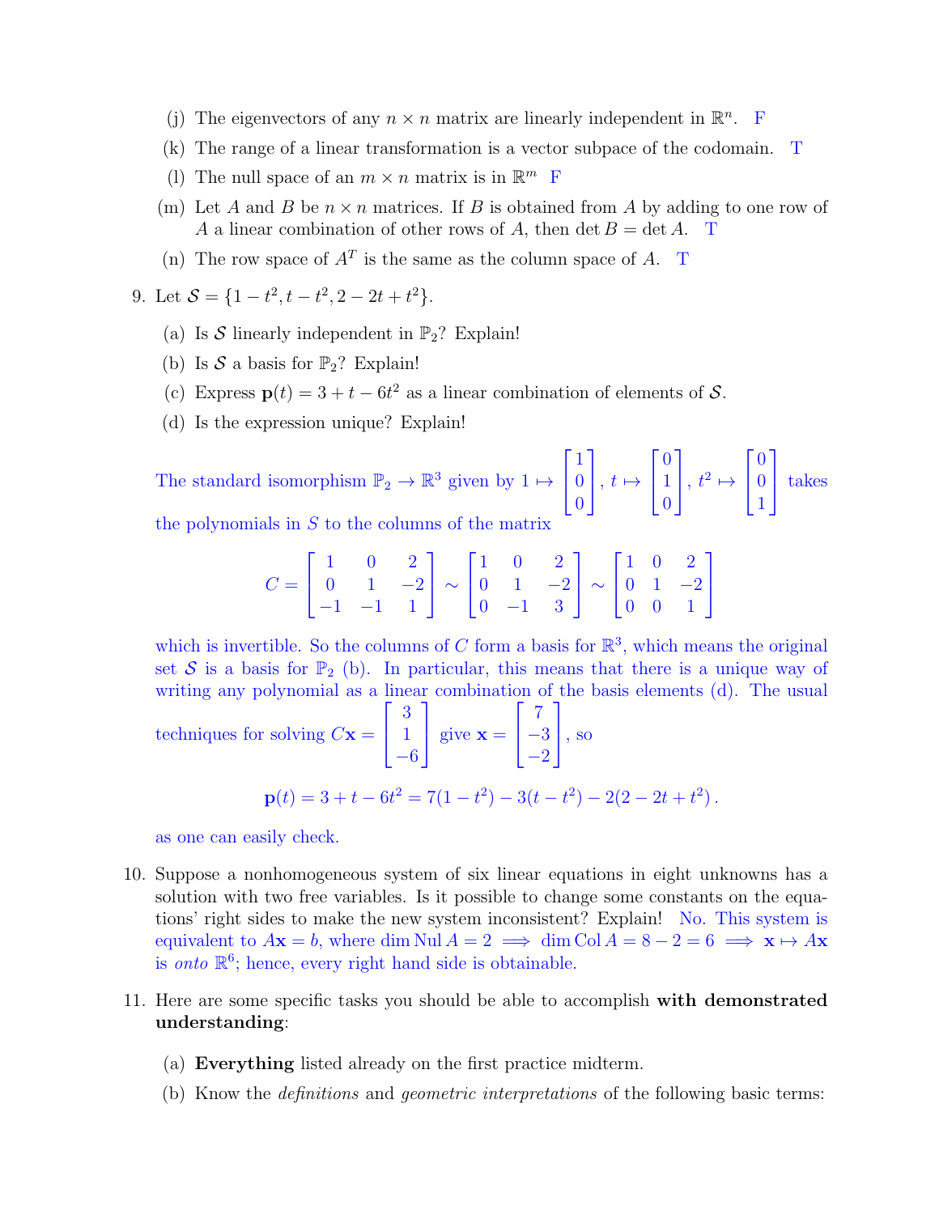(j) The eigenvectors of any $n \times n$ matrix are linearly independent in $\mathbb{R}^n$. F

(k) The range of a linear transformation is a vector subpace of the codomain. T

(l) The null space of an $m \times n$ matrix is in $\mathbb{R}^m$ F

(m) Let $A$ and $B$ be $n \times n$ matrices. If $B$ is obtained from $A$ by adding to one row of $A$ a linear combination of other rows of $A$, then $\det B = \det A$. T

(n) The row space of $A^T$ is the same as the column space of $A$. T

9. Let $\mathcal{S} = \{1 - t^2, t - t^2, 2 - 2t + t^2\}$.

   (a) Is $\mathcal{S}$ linearly independent in $\mathbb{P}_2$? Explain!

   (b) Is $\mathcal{S}$ a basis for $\mathbb{P}_2$? Explain!

   (c) Express $\mathbf{p}(t) = 3 + t - 6t^2$ as a linear combination of elements of $\mathcal{S}$.

   (d) Is the expression unique? Explain!

   The standard isomorphism $\mathbb{P}_2 \to \mathbb{R}^3$ given by $1 \mapsto \begin{bmatrix} 1 \\ 0 \\ 0 \end{bmatrix}$, $t \mapsto \begin{bmatrix} 0 \\ 1 \\ 0 \end{bmatrix}$, $t^2 \mapsto \begin{bmatrix} 0 \\ 0 \\ 1 \end{bmatrix}$ takes the polynomials in $S$ to the columns of the matrix

$$C = \begin{bmatrix} 1 & 0 & 2 \\ 0 & 1 & -2 \\ -1 & -1 & 1 \end{bmatrix} \sim \begin{bmatrix} 1 & 0 & 2 \\ 0 & 1 & -2 \\ 0 & -1 & 3 \end{bmatrix} \sim \begin{bmatrix} 1 & 0 & 2 \\ 0 & 1 & -2 \\ 0 & 0 & 1 \end{bmatrix}$$

   which is invertible. So the columns of $C$ form a basis for $\mathbb{R}^3$, which means the original set $\mathcal{S}$ is a basis for $\mathbb{P}_2$ (b). In particular, this means that there is a unique way of writing any polynomial as a linear combination of the basis elements (d). The usual techniques for solving $C\mathbf{x} = \begin{bmatrix} 3 \\ 1 \\ -6 \end{bmatrix}$ give $\mathbf{x} = \begin{bmatrix} 7 \\ -3 \\ -2 \end{bmatrix}$, so

$$\mathbf{p}(t) = 3 + t - 6t^2 = 7(1 - t^2) - 3(t - t^2) - 2(2 - 2t + t^2)\,.$$

   as one can easily check.

10. Suppose a nonhomogeneous system of six linear equations in eight unknowns has a solution with two free variables. Is it possible to change some constants on the equations' right sides to make the new system inconsistent? Explain! No. This system is equivalent to $A\mathbf{x} = b$, where $\dim \operatorname{Nul} A = 2 \implies \dim \operatorname{Col} A = 8 - 2 = 6 \implies \mathbf{x} \mapsto A\mathbf{x}$ is *onto* $\mathbb{R}^6$; hence, every right hand side is obtainable.

11. Here are some specific tasks you should be able to accomplish **with demonstrated understanding**:

   (a) **Everything** listed already on the first practice midterm.

   (b) Know the *definitions* and *geometric interpretations* of the following basic terms: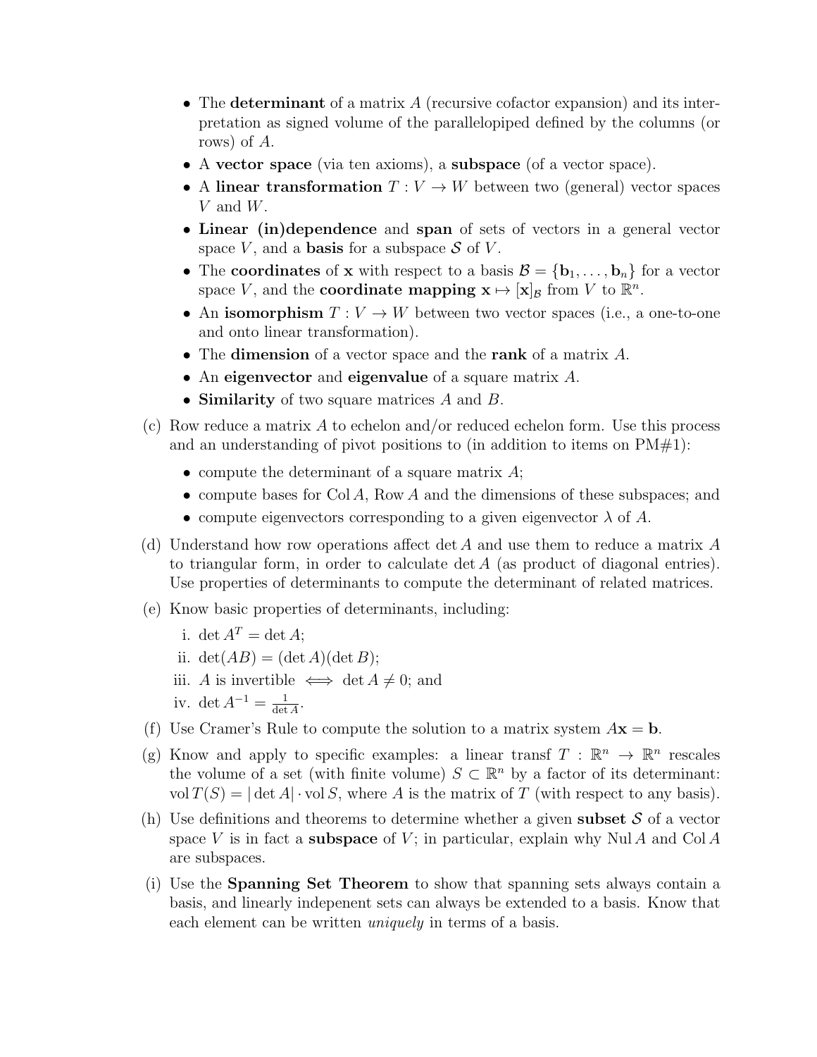- The **determinant** of a matrix $A$ (recursive cofactor expansion) and its interpretation as signed volume of the parallelopiped defined by the columns (or rows) of $A$.
- A **vector space** (via ten axioms), a **subspace** (of a vector space).
- A **linear transformation** $T : V \to W$ between two (general) vector spaces $V$ and $W$.
- **Linear (in)dependence** and **span** of sets of vectors in a general vector space $V$, and a **basis** for a subspace $\mathcal{S}$ of $V$.
- The **coordinates** of $\mathbf{x}$ with respect to a basis $\mathcal{B} = \{\mathbf{b}_1, \ldots, \mathbf{b}_n\}$ for a vector space $V$, and the **coordinate mapping** $\mathbf{x} \mapsto [\mathbf{x}]_\mathcal{B}$ from $V$ to $\mathbb{R}^n$.
- An **isomorphism** $T : V \to W$ between two vector spaces (i.e., a one-to-one and onto linear transformation).
- The **dimension** of a vector space and the **rank** of a matrix $A$.
- An **eigenvector** and **eigenvalue** of a square matrix $A$.
- **Similarity** of two square matrices $A$ and $B$.

(c) Row reduce a matrix $A$ to echelon and/or reduced echelon form. Use this process and an understanding of pivot positions to (in addition to items on PM#1):

- compute the determinant of a square matrix $A$;
- compute bases for $\operatorname{Col} A$, $\operatorname{Row} A$ and the dimensions of these subspaces; and
- compute eigenvectors corresponding to a given eigenvector $\lambda$ of $A$.

(d) Understand how row operations affect $\det A$ and use them to reduce a matrix $A$ to triangular form, in order to calculate $\det A$ (as product of diagonal entries). Use properties of determinants to compute the determinant of related matrices.

(e) Know basic properties of determinants, including:

i. $\det A^T = \det A$;

ii. $\det(AB) = (\det A)(\det B)$;

iii. $A$ is invertible $\iff$ $\det A \neq 0$; and

iv. $\det A^{-1} = \frac{1}{\det A}$.

(f) Use Cramer's Rule to compute the solution to a matrix system $A\mathbf{x} = \mathbf{b}$.

(g) Know and apply to specific examples: a linear transf $T : \mathbb{R}^n \to \mathbb{R}^n$ rescales the volume of a set (with finite volume) $S \subset \mathbb{R}^n$ by a factor of its determinant: $\operatorname{vol} T(S) = |\det A| \cdot \operatorname{vol} S$, where $A$ is the matrix of $T$ (with respect to any basis).

(h) Use definitions and theorems to determine whether a given **subset** $\mathcal{S}$ of a vector space $V$ is in fact a **subspace** of $V$; in particular, explain why $\operatorname{Nul} A$ and $\operatorname{Col} A$ are subspaces.

(i) Use the **Spanning Set Theorem** to show that spanning sets always contain a basis, and linearly indepenent sets can always be extended to a basis. Know that each element can be written *uniquely* in terms of a basis.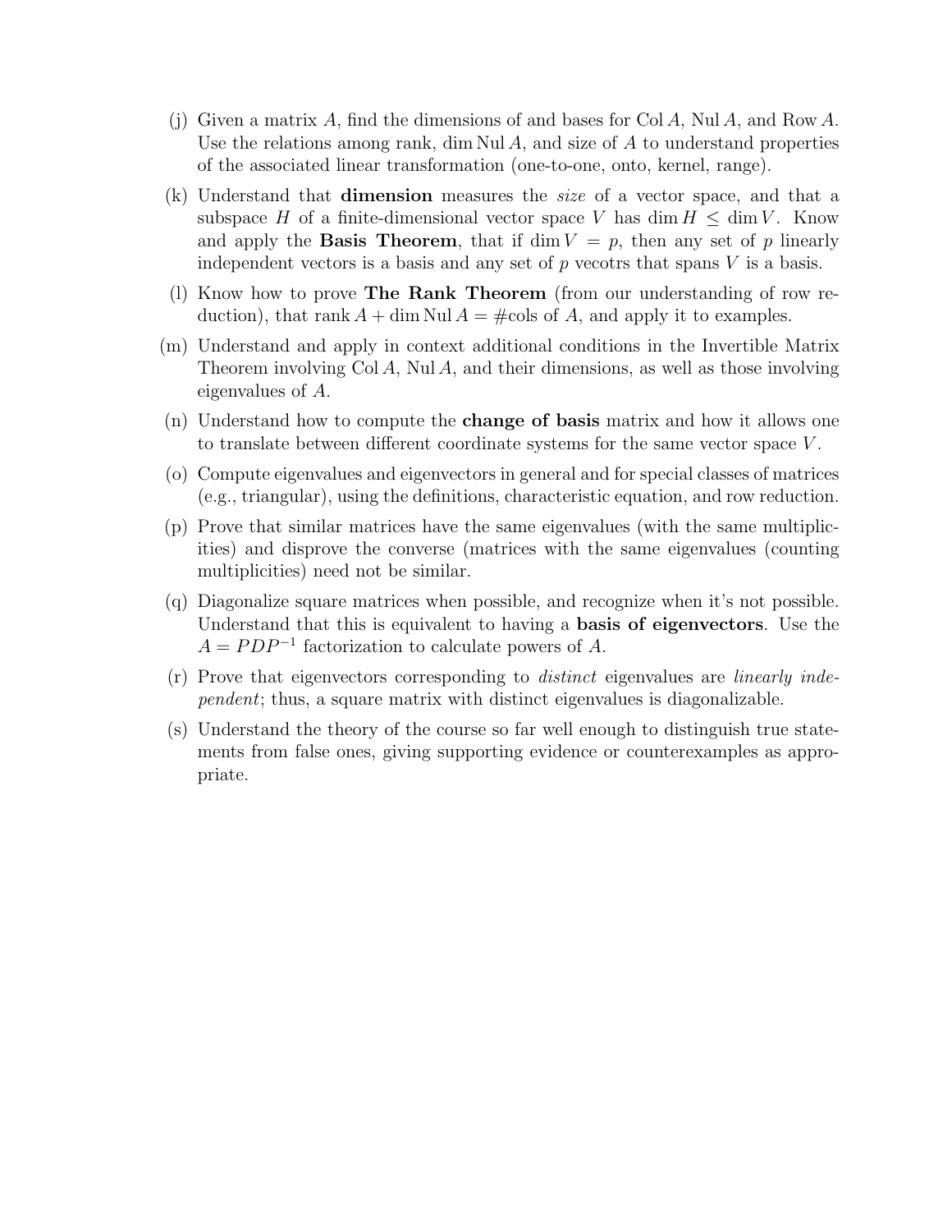(j) Given a matrix $A$, find the dimensions of and bases for $\text{Col}\, A$, $\text{Nul}\, A$, and $\text{Row}\, A$. Use the relations among rank, $\dim \text{Nul}\, A$, and size of $A$ to understand properties of the associated linear transformation (one-to-one, onto, kernel, range).

(k) Understand that **dimension** measures the *size* of a vector space, and that a subspace $H$ of a finite-dimensional vector space $V$ has $\dim H \leq \dim V$. Know and apply the **Basis Theorem**, that if $\dim V = p$, then any set of $p$ linearly independent vectors is a basis and any set of $p$ vecotrs that spans $V$ is a basis.

(l) Know how to prove **The Rank Theorem** (from our understanding of row reduction), that $\text{rank}\, A + \dim \text{Nul}\, A = \#\text{cols of } A$, and apply it to examples.

(m) Understand and apply in context additional conditions in the Invertible Matrix Theorem involving $\text{Col}\, A$, $\text{Nul}\, A$, and their dimensions, as well as those involving eigenvalues of $A$.

(n) Understand how to compute the **change of basis** matrix and how it allows one to translate between different coordinate systems for the same vector space $V$.

(o) Compute eigenvalues and eigenvectors in general and for special classes of matrices (e.g., triangular), using the definitions, characteristic equation, and row reduction.

(p) Prove that similar matrices have the same eigenvalues (with the same multiplicities) and disprove the converse (matrices with the same eigenvalues (counting multiplicities) need not be similar.

(q) Diagonalize square matrices when possible, and recognize when it's not possible. Understand that this is equivalent to having a **basis of eigenvectors**. Use the $A = PDP^{-1}$ factorization to calculate powers of $A$.

(r) Prove that eigenvectors corresponding to *distinct* eigenvalues are *linearly independent*; thus, a square matrix with distinct eigenvalues is diagonalizable.

(s) Understand the theory of the course so far well enough to distinguish true statements from false ones, giving supporting evidence or counterexamples as appropriate.